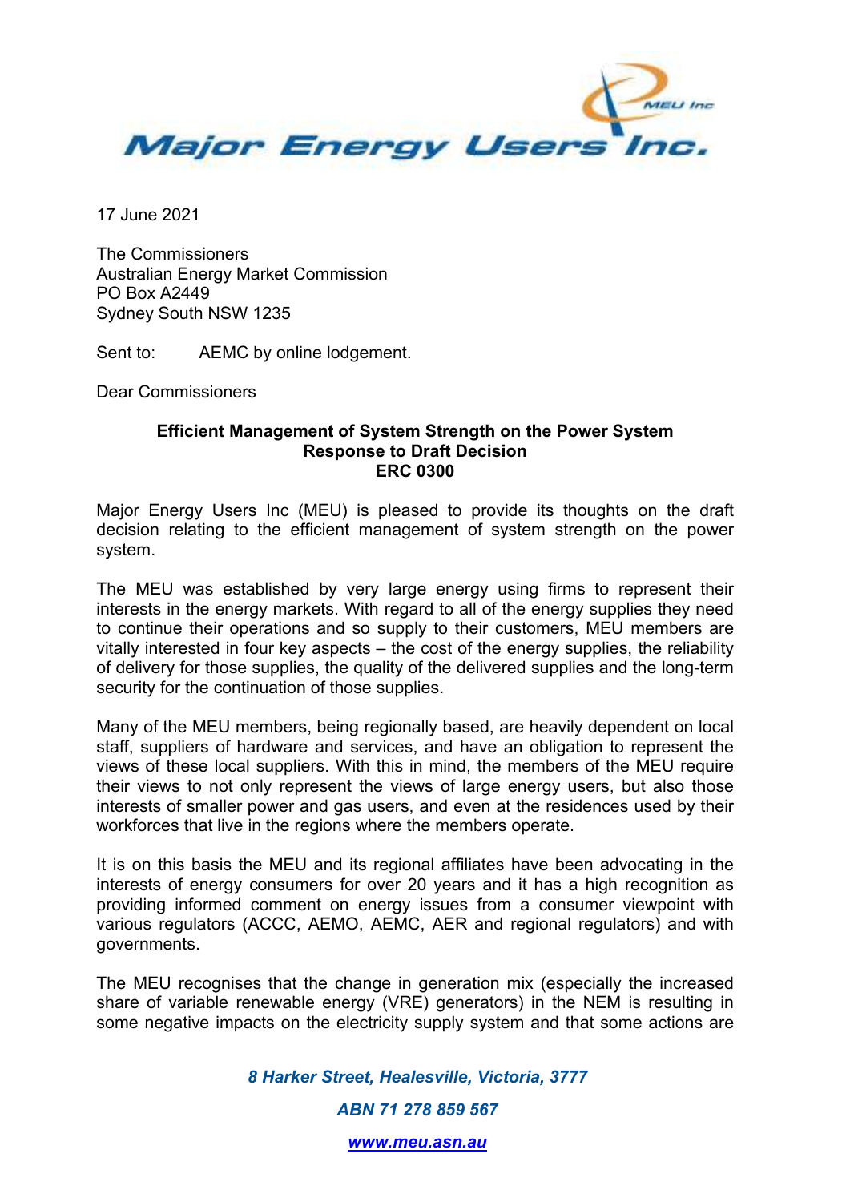# Major Energy Users Inc.

17 June 2021

The Commissioners
Australian Energy Market Commission
PO Box A2449
Sydney South NSW 1235

Sent to: AEMC by online lodgement.

Dear Commissioners

**Efficient Management of System Strength on the Power System**
**Response to Draft Decision**
**ERC 0300**

Major Energy Users Inc (MEU) is pleased to provide its thoughts on the draft decision relating to the efficient management of system strength on the power system.

The MEU was established by very large energy using firms to represent their interests in the energy markets. With regard to all of the energy supplies they need to continue their operations and so supply to their customers, MEU members are vitally interested in four key aspects – the cost of the energy supplies, the reliability of delivery for those supplies, the quality of the delivered supplies and the long-term security for the continuation of those supplies.

Many of the MEU members, being regionally based, are heavily dependent on local staff, suppliers of hardware and services, and have an obligation to represent the views of these local suppliers. With this in mind, the members of the MEU require their views to not only represent the views of large energy users, but also those interests of smaller power and gas users, and even at the residences used by their workforces that live in the regions where the members operate.

It is on this basis the MEU and its regional affiliates have been advocating in the interests of energy consumers for over 20 years and it has a high recognition as providing informed comment on energy issues from a consumer viewpoint with various regulators (ACCC, AEMO, AEMC, AER and regional regulators) and with governments.

The MEU recognises that the change in generation mix (especially the increased share of variable renewable energy (VRE) generators) in the NEM is resulting in some negative impacts on the electricity supply system and that some actions are

*8 Harker Street, Healesville, Victoria, 3777*

*ABN 71 278 859 567*

*www.meu.asn.au*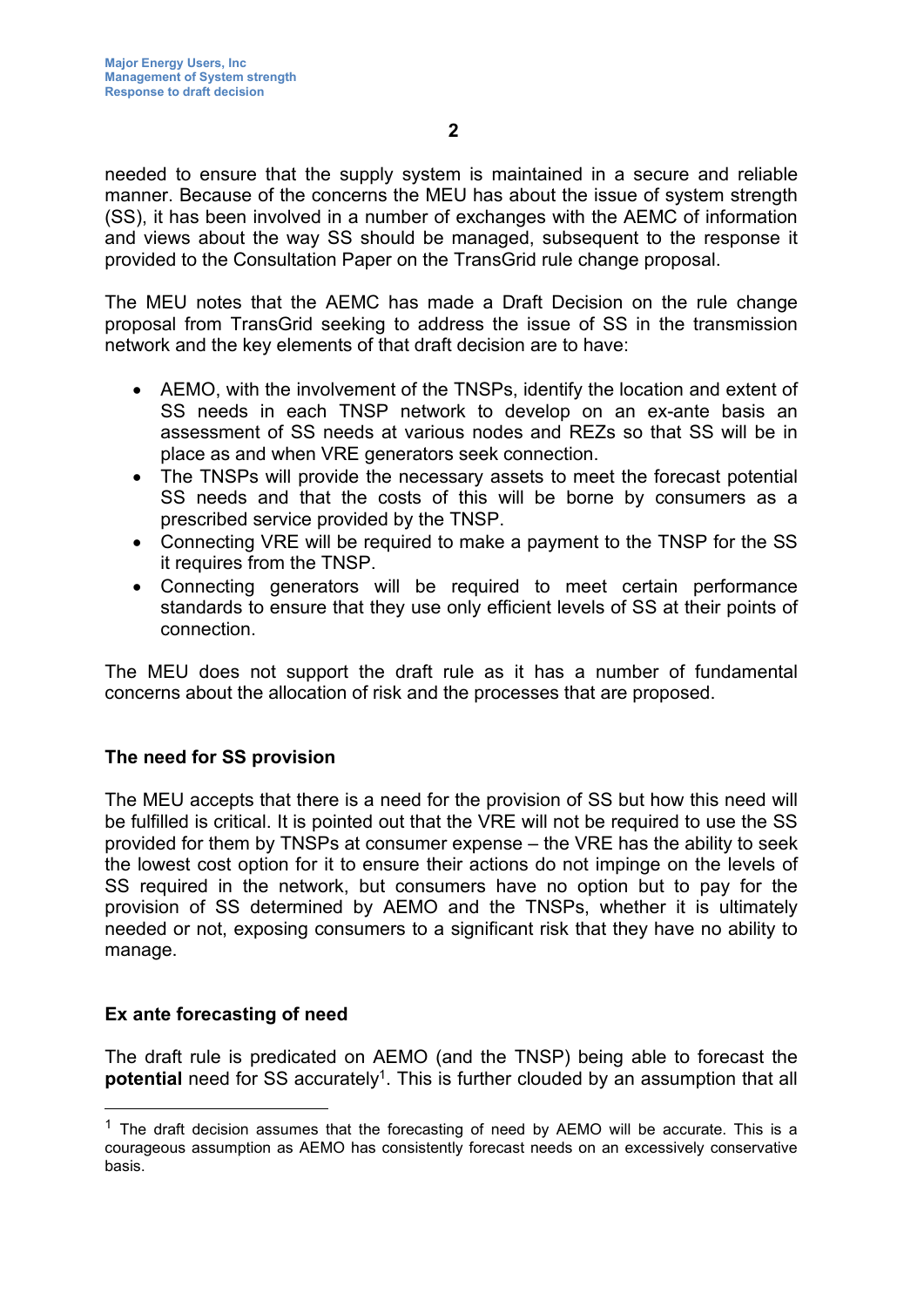needed to ensure that the supply system is maintained in a secure and reliable manner. Because of the concerns the MEU has about the issue of system strength (SS), it has been involved in a number of exchanges with the AEMC of information and views about the way SS should be managed, subsequent to the response it provided to the Consultation Paper on the TransGrid rule change proposal.

The MEU notes that the AEMC has made a Draft Decision on the rule change proposal from TransGrid seeking to address the issue of SS in the transmission network and the key elements of that draft decision are to have:

- AEMO, with the involvement of the TNSPs, identify the location and extent of SS needs in each TNSP network to develop on an ex-ante basis an assessment of SS needs at various nodes and REZs so that SS will be in place as and when VRE generators seek connection.
- The TNSPs will provide the necessary assets to meet the forecast potential SS needs and that the costs of this will be borne by consumers as a prescribed service provided by the TNSP.
- Connecting VRE will be required to make a payment to the TNSP for the SS it requires from the TNSP.
- Connecting generators will be required to meet certain performance standards to ensure that they use only efficient levels of SS at their points of connection.

The MEU does not support the draft rule as it has a number of fundamental concerns about the allocation of risk and the processes that are proposed.

### The need for SS provision

The MEU accepts that there is a need for the provision of SS but how this need will be fulfilled is critical. It is pointed out that the VRE will not be required to use the SS provided for them by TNSPs at consumer expense – the VRE has the ability to seek the lowest cost option for it to ensure their actions do not impinge on the levels of SS required in the network, but consumers have no option but to pay for the provision of SS determined by AEMO and the TNSPs, whether it is ultimately needed or not, exposing consumers to a significant risk that they have no ability to manage.

### Ex ante forecasting of need

The draft rule is predicated on AEMO (and the TNSP) being able to forecast the **potential** need for SS accurately[1]. This is further clouded by an assumption that all

[1] The draft decision assumes that the forecasting of need by AEMO will be accurate. This is a courageous assumption as AEMO has consistently forecast needs on an excessively conservative basis.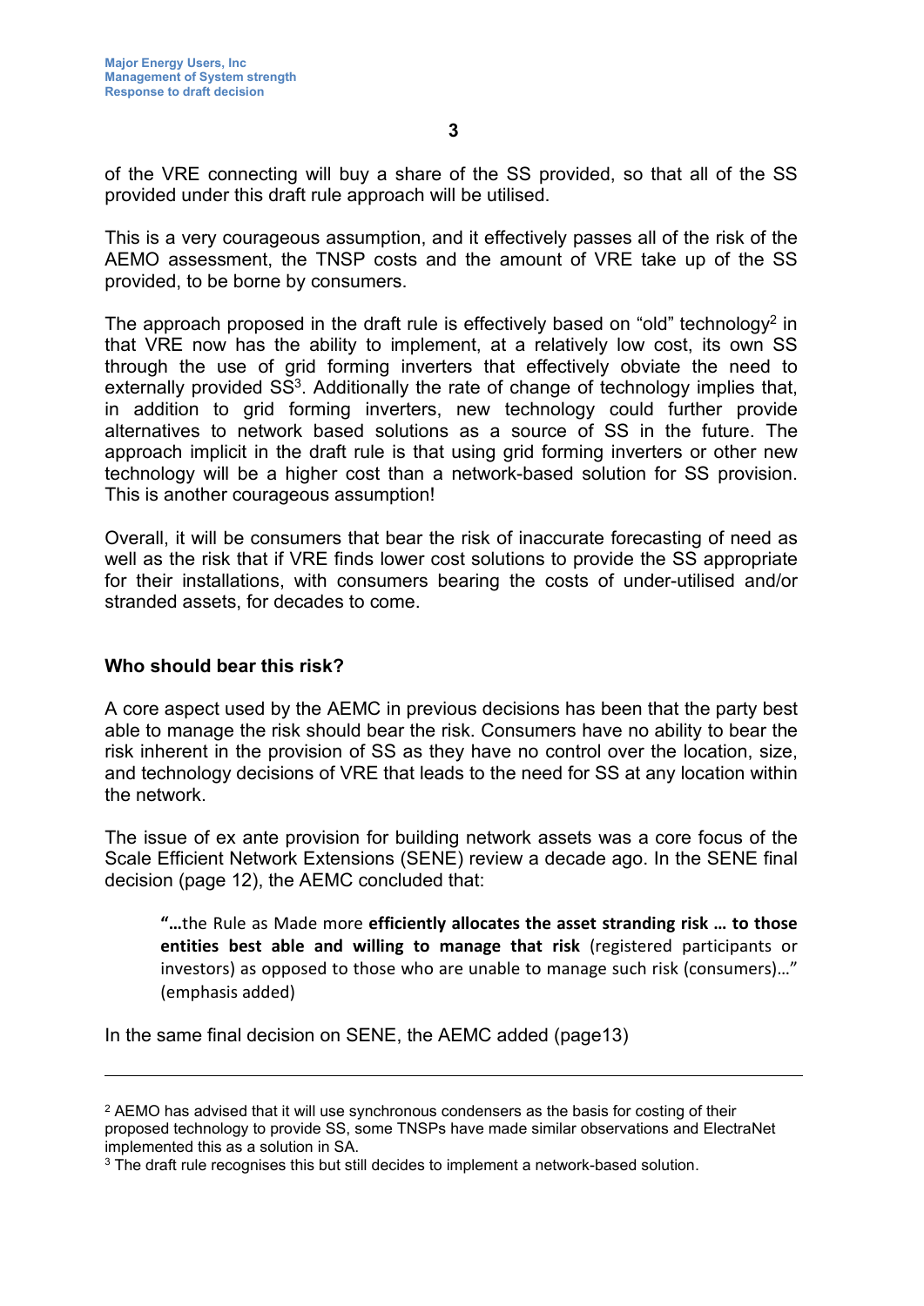of the VRE connecting will buy a share of the SS provided, so that all of the SS provided under this draft rule approach will be utilised.

This is a very courageous assumption, and it effectively passes all of the risk of the AEMO assessment, the TNSP costs and the amount of VRE take up of the SS provided, to be borne by consumers.

The approach proposed in the draft rule is effectively based on "old" technology[2] in that VRE now has the ability to implement, at a relatively low cost, its own SS through the use of grid forming inverters that effectively obviate the need to externally provided SS[3]. Additionally the rate of change of technology implies that, in addition to grid forming inverters, new technology could further provide alternatives to network based solutions as a source of SS in the future. The approach implicit in the draft rule is that using grid forming inverters or other new technology will be a higher cost than a network-based solution for SS provision. This is another courageous assumption!

Overall, it will be consumers that bear the risk of inaccurate forecasting of need as well as the risk that if VRE finds lower cost solutions to provide the SS appropriate for their installations, with consumers bearing the costs of under-utilised and/or stranded assets, for decades to come.

**Who should bear this risk?**

A core aspect used by the AEMC in previous decisions has been that the party best able to manage the risk should bear the risk. Consumers have no ability to bear the risk inherent in the provision of SS as they have no control over the location, size, and technology decisions of VRE that leads to the need for SS at any location within the network.

The issue of ex ante provision for building network assets was a core focus of the Scale Efficient Network Extensions (SENE) review a decade ago. In the SENE final decision (page 12), the AEMC concluded that:

> "…the Rule as Made more **efficiently allocates the asset stranding risk … to those entities best able and willing to manage that risk** (registered participants or investors) as opposed to those who are unable to manage such risk (consumers)…" (emphasis added)

In the same final decision on SENE, the AEMC added (page13)

---

[2] AEMO has advised that it will use synchronous condensers as the basis for costing of their proposed technology to provide SS, some TNSPs have made similar observations and ElectraNet implemented this as a solution in SA.

[3] The draft rule recognises this but still decides to implement a network-based solution.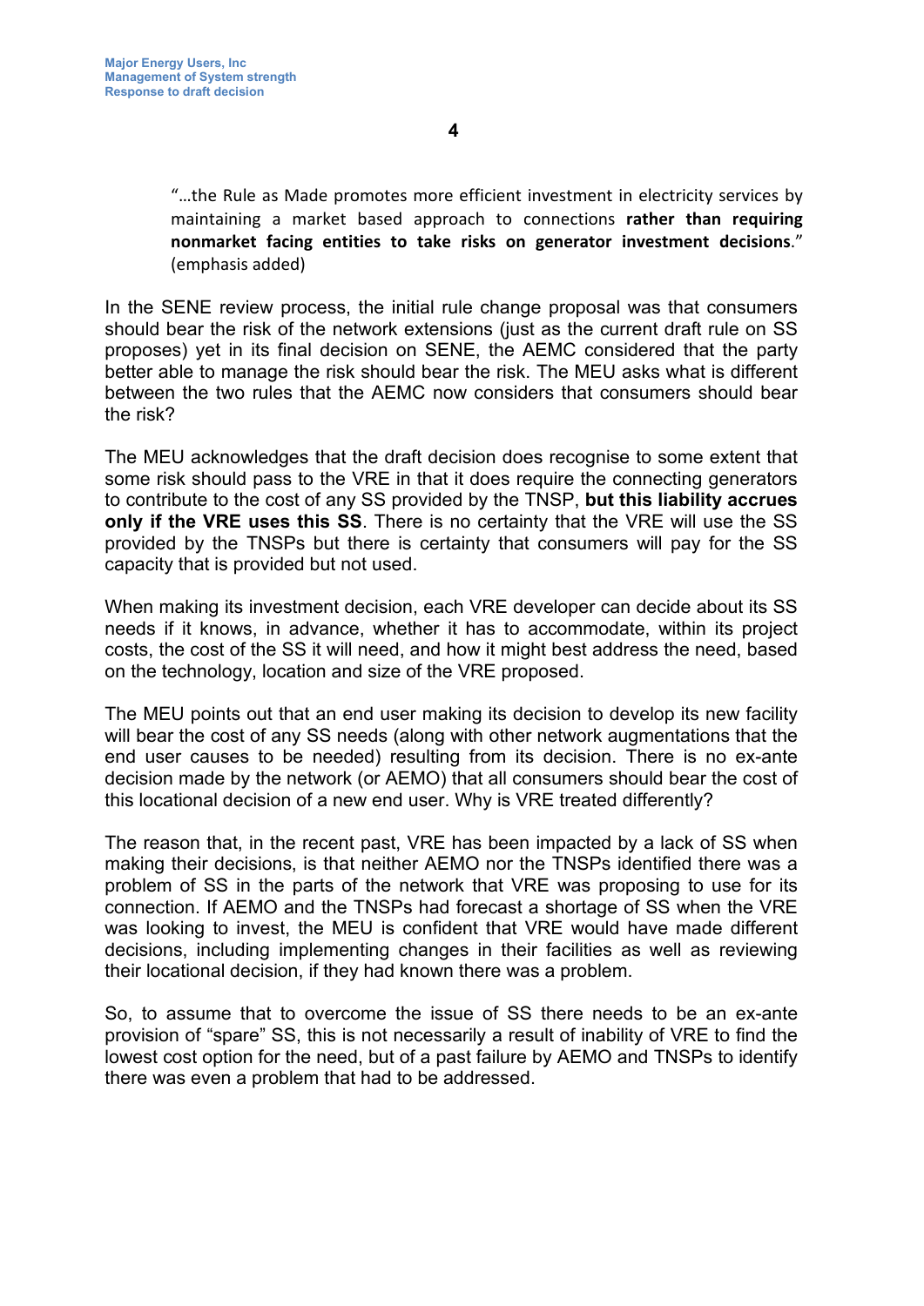> "…the Rule as Made promotes more efficient investment in electricity services by maintaining a market based approach to connections **rather than requiring nonmarket facing entities to take risks on generator investment decisions**." (emphasis added)

In the SENE review process, the initial rule change proposal was that consumers should bear the risk of the network extensions (just as the current draft rule on SS proposes) yet in its final decision on SENE, the AEMC considered that the party better able to manage the risk should bear the risk. The MEU asks what is different between the two rules that the AEMC now considers that consumers should bear the risk?

The MEU acknowledges that the draft decision does recognise to some extent that some risk should pass to the VRE in that it does require the connecting generators to contribute to the cost of any SS provided by the TNSP, **but this liability accrues only if the VRE uses this SS**. There is no certainty that the VRE will use the SS provided by the TNSPs but there is certainty that consumers will pay for the SS capacity that is provided but not used.

When making its investment decision, each VRE developer can decide about its SS needs if it knows, in advance, whether it has to accommodate, within its project costs, the cost of the SS it will need, and how it might best address the need, based on the technology, location and size of the VRE proposed.

The MEU points out that an end user making its decision to develop its new facility will bear the cost of any SS needs (along with other network augmentations that the end user causes to be needed) resulting from its decision. There is no ex-ante decision made by the network (or AEMO) that all consumers should bear the cost of this locational decision of a new end user. Why is VRE treated differently?

The reason that, in the recent past, VRE has been impacted by a lack of SS when making their decisions, is that neither AEMO nor the TNSPs identified there was a problem of SS in the parts of the network that VRE was proposing to use for its connection. If AEMO and the TNSPs had forecast a shortage of SS when the VRE was looking to invest, the MEU is confident that VRE would have made different decisions, including implementing changes in their facilities as well as reviewing their locational decision, if they had known there was a problem.

So, to assume that to overcome the issue of SS there needs to be an ex-ante provision of "spare" SS, this is not necessarily a result of inability of VRE to find the lowest cost option for the need, but of a past failure by AEMO and TNSPs to identify there was even a problem that had to be addressed.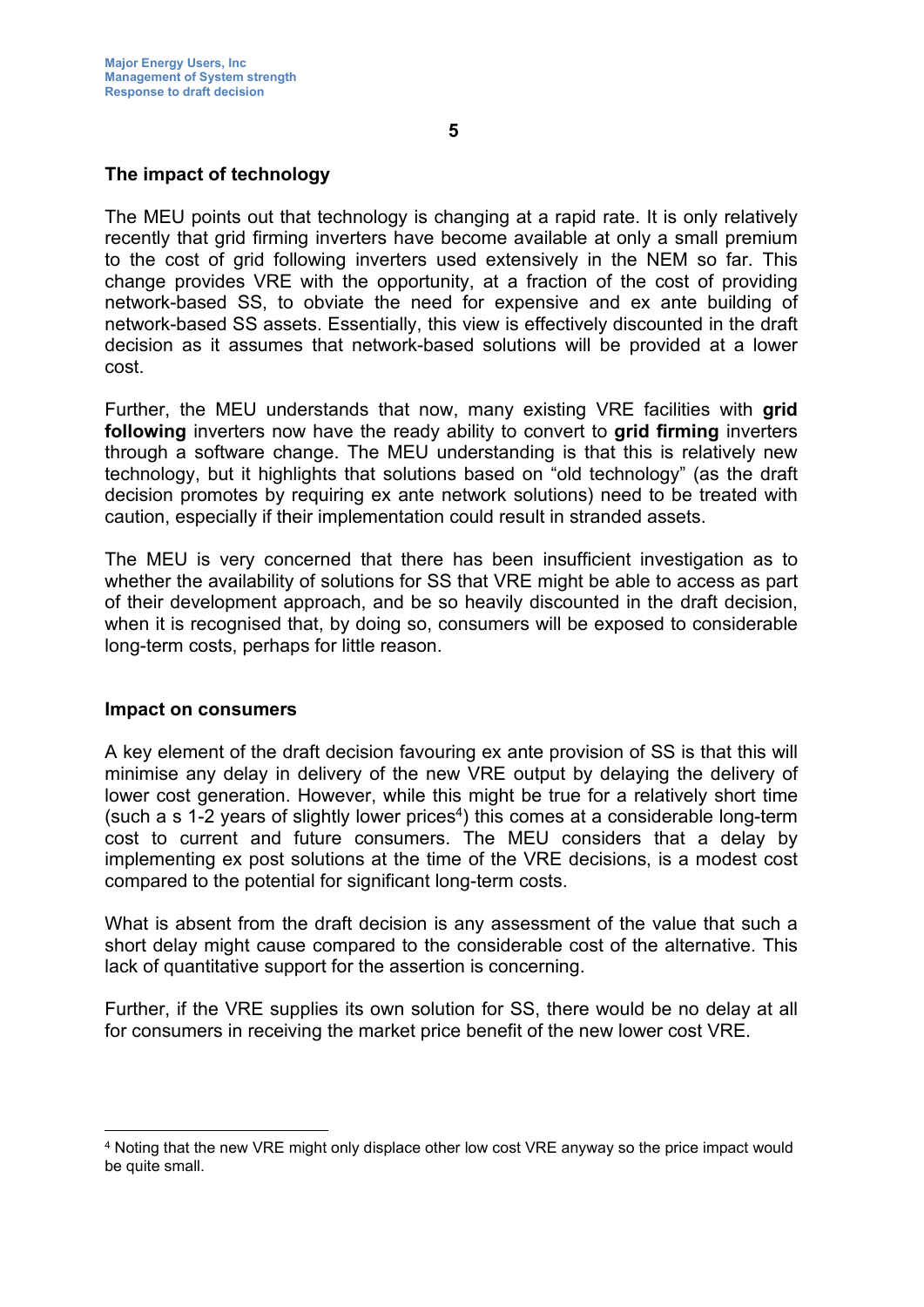## The impact of technology

The MEU points out that technology is changing at a rapid rate. It is only relatively recently that grid firming inverters have become available at only a small premium to the cost of grid following inverters used extensively in the NEM so far. This change provides VRE with the opportunity, at a fraction of the cost of providing network-based SS, to obviate the need for expensive and ex ante building of network-based SS assets. Essentially, this view is effectively discounted in the draft decision as it assumes that network-based solutions will be provided at a lower cost.

Further, the MEU understands that now, many existing VRE facilities with **grid following** inverters now have the ready ability to convert to **grid firming** inverters through a software change. The MEU understanding is that this is relatively new technology, but it highlights that solutions based on "old technology" (as the draft decision promotes by requiring ex ante network solutions) need to be treated with caution, especially if their implementation could result in stranded assets.

The MEU is very concerned that there has been insufficient investigation as to whether the availability of solutions for SS that VRE might be able to access as part of their development approach, and be so heavily discounted in the draft decision, when it is recognised that, by doing so, consumers will be exposed to considerable long-term costs, perhaps for little reason.

## Impact on consumers

A key element of the draft decision favouring ex ante provision of SS is that this will minimise any delay in delivery of the new VRE output by delaying the delivery of lower cost generation. However, while this might be true for a relatively short time (such a s 1-2 years of slightly lower prices[4]) this comes at a considerable long-term cost to current and future consumers. The MEU considers that a delay by implementing ex post solutions at the time of the VRE decisions, is a modest cost compared to the potential for significant long-term costs.

What is absent from the draft decision is any assessment of the value that such a short delay might cause compared to the considerable cost of the alternative. This lack of quantitative support for the assertion is concerning.

Further, if the VRE supplies its own solution for SS, there would be no delay at all for consumers in receiving the market price benefit of the new lower cost VRE.

---

[4] Noting that the new VRE might only displace other low cost VRE anyway so the price impact would be quite small.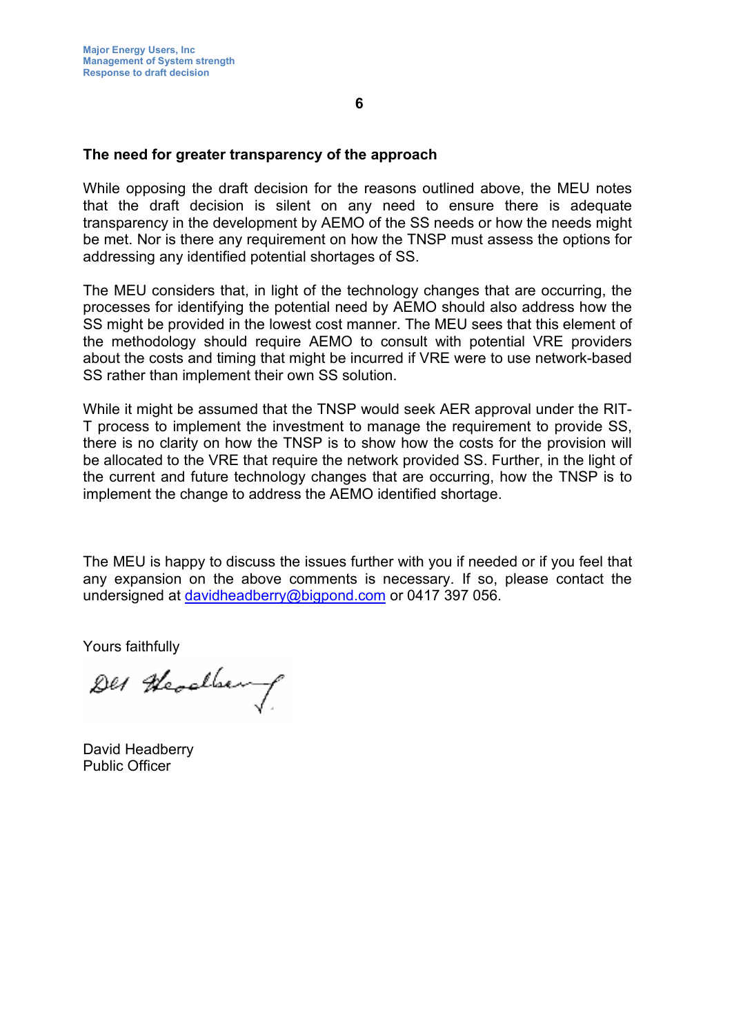## The need for greater transparency of the approach

While opposing the draft decision for the reasons outlined above, the MEU notes that the draft decision is silent on any need to ensure there is adequate transparency in the development by AEMO of the SS needs or how the needs might be met. Nor is there any requirement on how the TNSP must assess the options for addressing any identified potential shortages of SS.

The MEU considers that, in light of the technology changes that are occurring, the processes for identifying the potential need by AEMO should also address how the SS might be provided in the lowest cost manner. The MEU sees that this element of the methodology should require AEMO to consult with potential VRE providers about the costs and timing that might be incurred if VRE were to use network-based SS rather than implement their own SS solution.

While it might be assumed that the TNSP would seek AER approval under the RIT-T process to implement the investment to manage the requirement to provide SS, there is no clarity on how the TNSP is to show how the costs for the provision will be allocated to the VRE that require the network provided SS. Further, in the light of the current and future technology changes that are occurring, how the TNSP is to implement the change to address the AEMO identified shortage.

The MEU is happy to discuss the issues further with you if needed or if you feel that any expansion on the above comments is necessary. If so, please contact the undersigned at davidheadberry@bigpond.com or 0417 397 056.

Yours faithfully

David Headberry
Public Officer